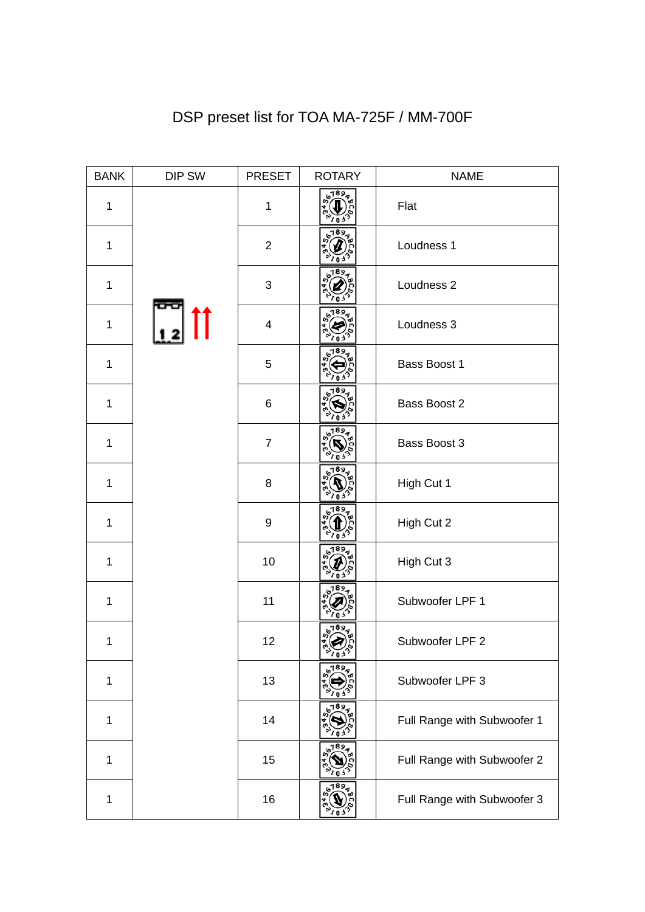# DSP preset list for TOA MA-725F / MM-700F

| BANK | DIP SW | PRESET | ROTARY | NAME |
|---|---|---|---|---|
| 1 | | 1 | | Flat |
| 1 | | 2 | | Loudness 1 |
| 1 | | 3 | | Loudness 2 |
| 1 | | 4 | | Loudness 3 |
| 1 | | 5 | | Bass Boost 1 |
| 1 | | 6 | | Bass Boost 2 |
| 1 | | 7 | | Bass Boost 3 |
| 1 | | 8 | | High Cut 1 |
| 1 | | 9 | | High Cut 2 |
| 1 | | 10 | | High Cut 3 |
| 1 | | 11 | | Subwoofer LPF 1 |
| 1 | | 12 | | Subwoofer LPF 2 |
| 1 | | 13 | | Subwoofer LPF 3 |
| 1 | | 14 | | Full Range with Subwoofer 1 |
| 1 | | 15 | | Full Range with Subwoofer 2 |
| 1 | | 16 | | Full Range with Subwoofer 3 |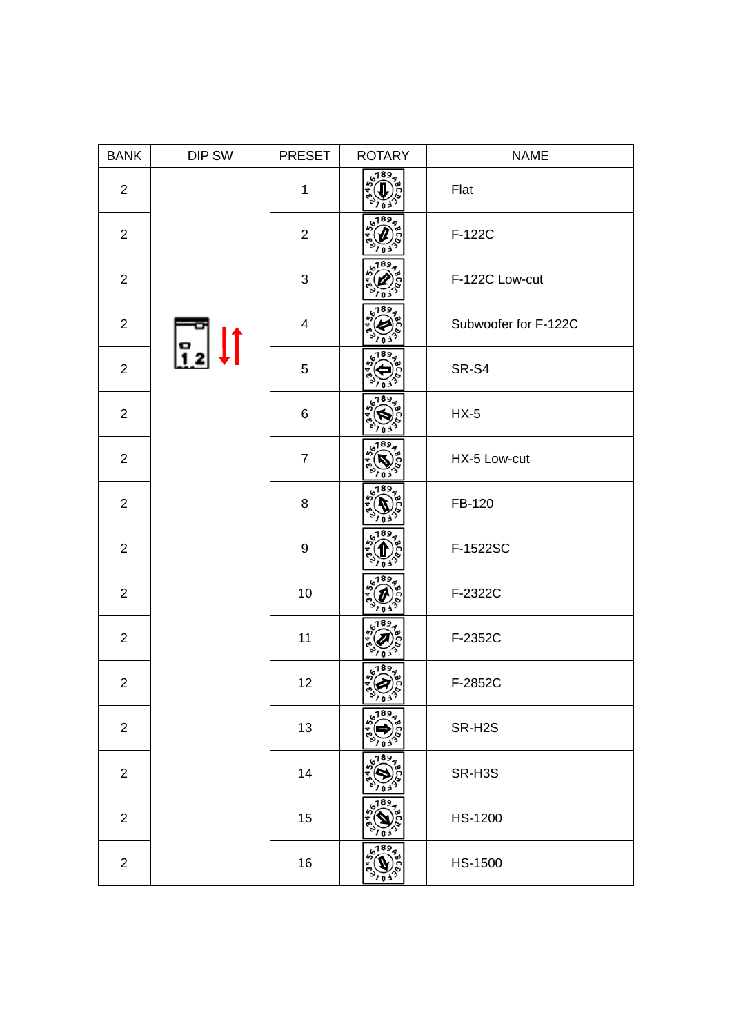| BANK | DIP SW | PRESET | ROTARY | NAME |
|---|---|---|---|---|
| 2 | | 1 | | Flat |
| 2 | | 2 | | F-122C |
| 2 | | 3 | | F-122C Low-cut |
| 2 | | 4 | | Subwoofer for F-122C |
| 2 | | 5 | | SR-S4 |
| 2 | | 6 | | HX-5 |
| 2 | | 7 | | HX-5 Low-cut |
| 2 | | 8 | | FB-120 |
| 2 | | 9 | | F-1522SC |
| 2 | | 10 | | F-2322C |
| 2 | | 11 | | F-2352C |
| 2 | | 12 | | F-2852C |
| 2 | | 13 | | SR-H2S |
| 2 | | 14 | | SR-H3S |
| 2 | | 15 | | HS-1200 |
| 2 | | 16 | | HS-1500 |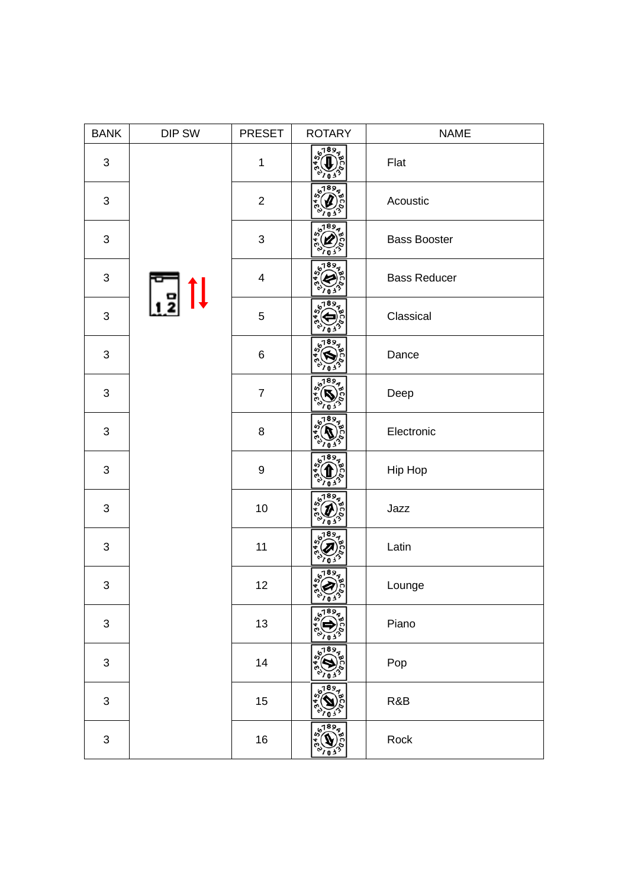| BANK | DIP SW | PRESET | ROTARY | NAME |
|---|---|---|---|---|
| 3 | | 1 | | Flat |
| 3 | | 2 | | Acoustic |
| 3 | | 3 | | Bass Booster |
| 3 | | 4 | | Bass Reducer |
| 3 | | 5 | | Classical |
| 3 | | 6 | | Dance |
| 3 | | 7 | | Deep |
| 3 | | 8 | | Electronic |
| 3 | | 9 | | Hip Hop |
| 3 | | 10 | | Jazz |
| 3 | | 11 | | Latin |
| 3 | | 12 | | Lounge |
| 3 | | 13 | | Piano |
| 3 | | 14 | | Pop |
| 3 | | 15 | | R&B |
| 3 | | 16 | | Rock |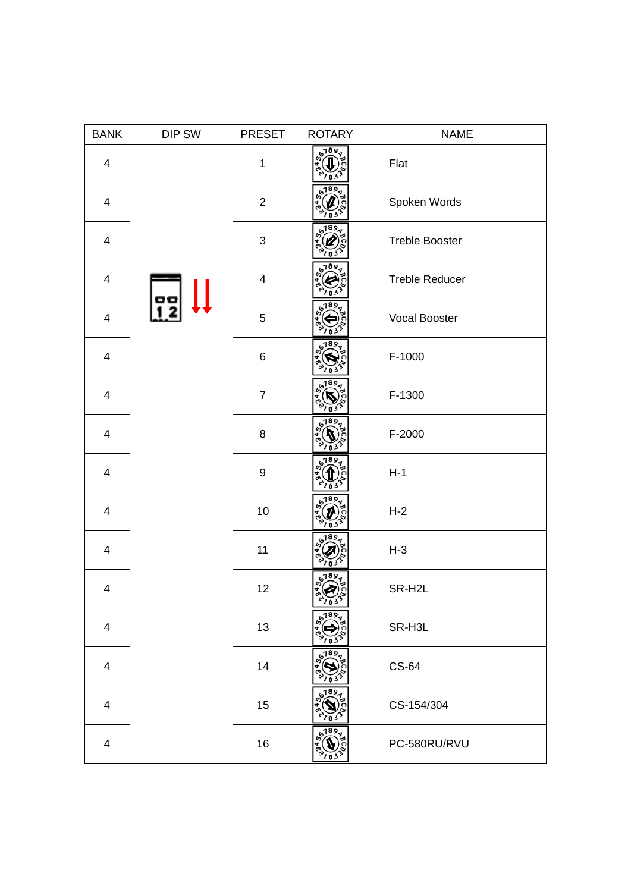| BANK | DIP SW | PRESET | ROTARY | NAME |
|---|---|---|---|---|
| 4 | | 1 | | Flat |
| 4 | | 2 | | Spoken Words |
| 4 | | 3 | | Treble Booster |
| 4 | | 4 | | Treble Reducer |
| 4 | | 5 | | Vocal Booster |
| 4 | | 6 | | F-1000 |
| 4 | | 7 | | F-1300 |
| 4 | | 8 | | F-2000 |
| 4 | | 9 | | H-1 |
| 4 | | 10 | | H-2 |
| 4 | | 11 | | H-3 |
| 4 | | 12 | | SR-H2L |
| 4 | | 13 | | SR-H3L |
| 4 | | 14 | | CS-64 |
| 4 | | 15 | | CS-154/304 |
| 4 | | 16 | | PC-580RU/RVU |